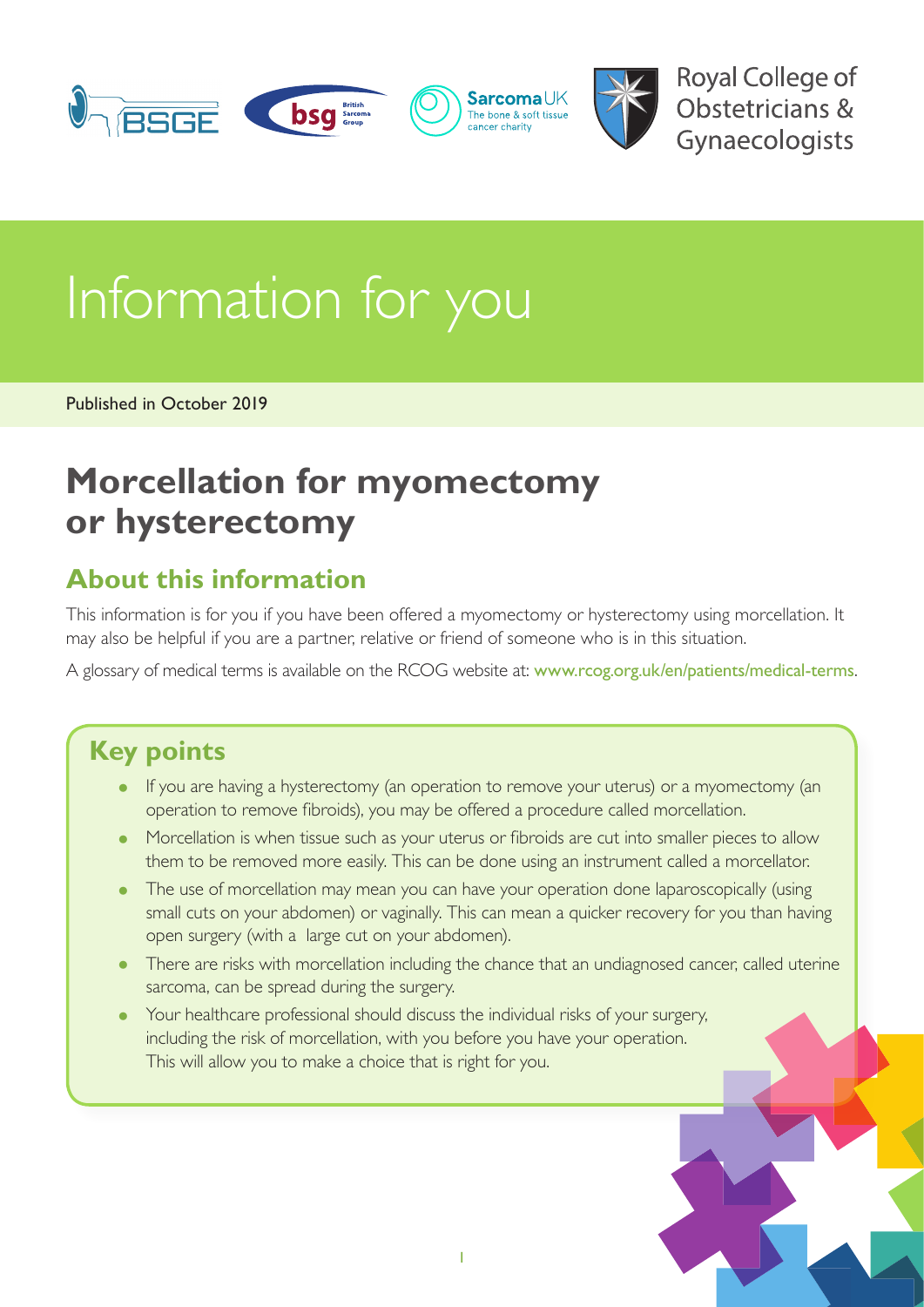Royal College of Obstetricians & Gynaecologists

# Information for you

Published in October 2019

# Morcellation for myomectomy or hysterectomy

## About this information

This information is for you if you have been offered a myomectomy or hysterectomy using morcellation. It may also be helpful if you are a partner, relative or friend of someone who is in this situation.

A glossary of medical terms is available on the RCOG website at: www.rcog.org.uk/en/patients/medical-terms.

## Key points

- If you are having a hysterectomy (an operation to remove your uterus) or a myomectomy (an operation to remove fibroids), you may be offered a procedure called morcellation.
- Morcellation is when tissue such as your uterus or fibroids are cut into smaller pieces to allow them to be removed more easily. This can be done using an instrument called a morcellator.
- The use of morcellation may mean you can have your operation done laparoscopically (using small cuts on your abdomen) or vaginally. This can mean a quicker recovery for you than having open surgery (with a large cut on your abdomen).
- There are risks with morcellation including the chance that an undiagnosed cancer, called uterine sarcoma, can be spread during the surgery.
- Your healthcare professional should discuss the individual risks of your surgery, including the risk of morcellation, with you before you have your operation. This will allow you to make a choice that is right for you.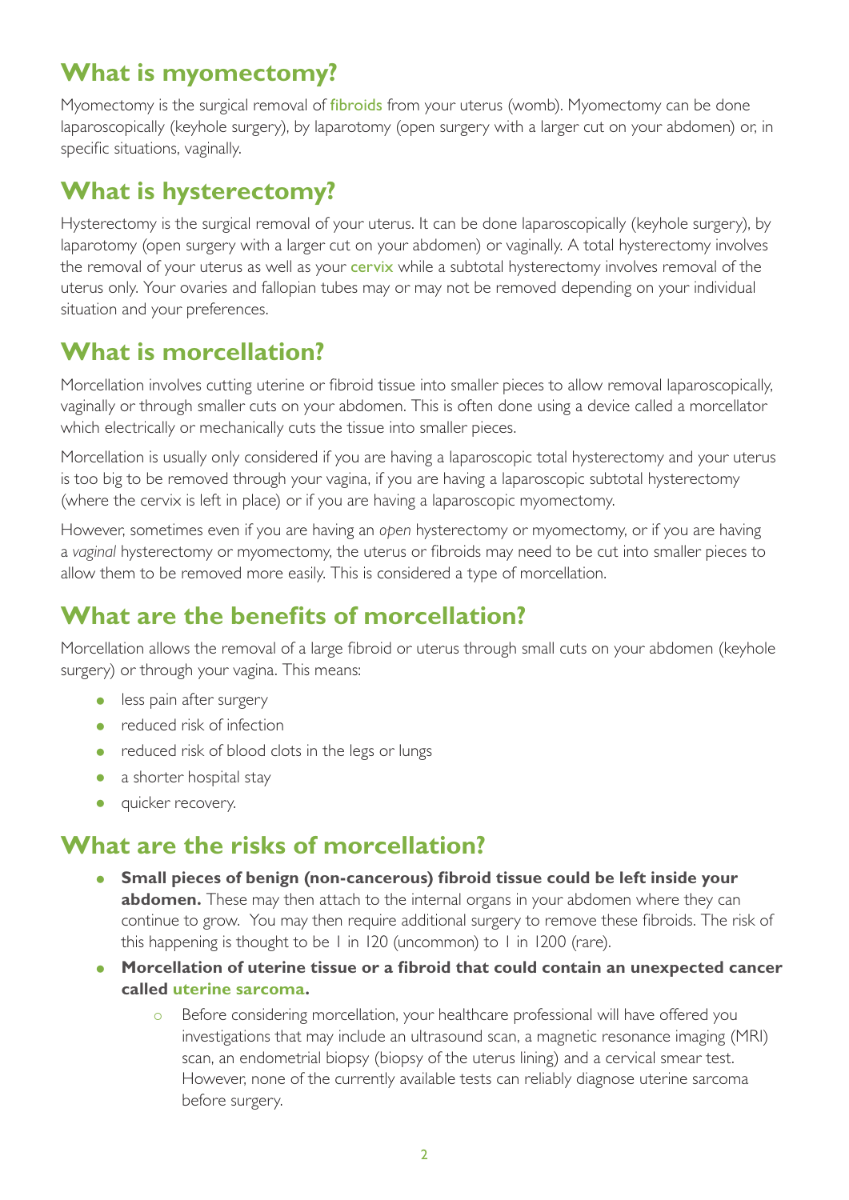## What is myomectomy?

Myomectomy is the surgical removal of fibroids from your uterus (womb). Myomectomy can be done laparoscopically (keyhole surgery), by laparotomy (open surgery with a larger cut on your abdomen) or, in specific situations, vaginally.

## What is hysterectomy?

Hysterectomy is the surgical removal of your uterus. It can be done laparoscopically (keyhole surgery), by laparotomy (open surgery with a larger cut on your abdomen) or vaginally. A total hysterectomy involves the removal of your uterus as well as your cervix while a subtotal hysterectomy involves removal of the uterus only. Your ovaries and fallopian tubes may or may not be removed depending on your individual situation and your preferences.

## What is morcellation?

Morcellation involves cutting uterine or fibroid tissue into smaller pieces to allow removal laparoscopically, vaginally or through smaller cuts on your abdomen. This is often done using a device called a morcellator which electrically or mechanically cuts the tissue into smaller pieces.

Morcellation is usually only considered if you are having a laparoscopic total hysterectomy and your uterus is too big to be removed through your vagina, if you are having a laparoscopic subtotal hysterectomy (where the cervix is left in place) or if you are having a laparoscopic myomectomy.

However, sometimes even if you are having an *open* hysterectomy or myomectomy, or if you are having a *vaginal* hysterectomy or myomectomy, the uterus or fibroids may need to be cut into smaller pieces to allow them to be removed more easily. This is considered a type of morcellation.

## What are the benefits of morcellation?

Morcellation allows the removal of a large fibroid or uterus through small cuts on your abdomen (keyhole surgery) or through your vagina. This means:

- less pain after surgery
- reduced risk of infection
- reduced risk of blood clots in the legs or lungs
- a shorter hospital stay
- quicker recovery.

## What are the risks of morcellation?

- **Small pieces of benign (non-cancerous) fibroid tissue could be left inside your abdomen.** These may then attach to the internal organs in your abdomen where they can continue to grow. You may then require additional surgery to remove these fibroids. The risk of this happening is thought to be 1 in 120 (uncommon) to 1 in 1200 (rare).
- **Morcellation of uterine tissue or a fibroid that could contain an unexpected cancer called uterine sarcoma.**
    - Before considering morcellation, your healthcare professional will have offered you investigations that may include an ultrasound scan, a magnetic resonance imaging (MRI) scan, an endometrial biopsy (biopsy of the uterus lining) and a cervical smear test. However, none of the currently available tests can reliably diagnose uterine sarcoma before surgery.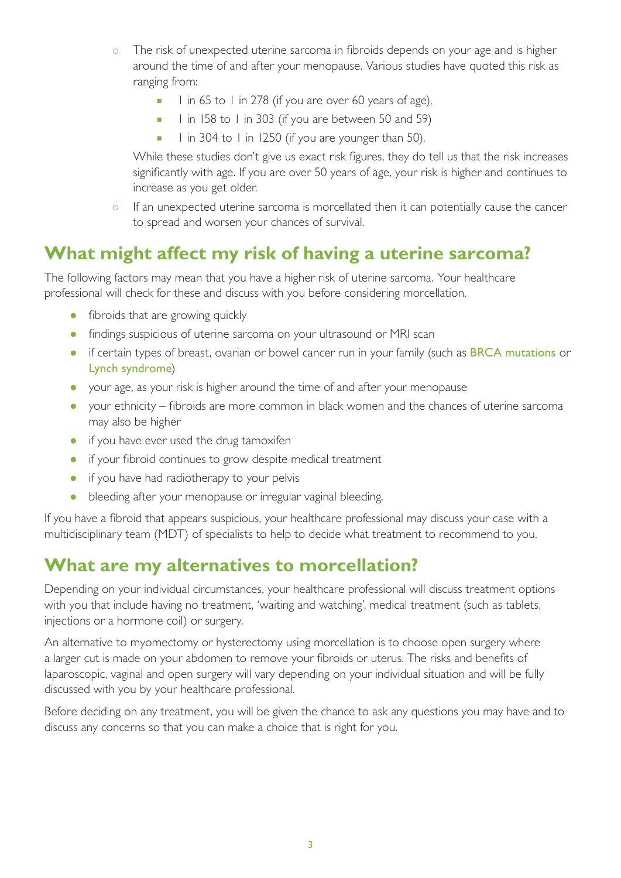- The risk of unexpected uterine sarcoma in fibroids depends on your age and is higher around the time of and after your menopause. Various studies have quoted this risk as ranging from:
  - 1 in 65 to 1 in 278 (if you are over 60 years of age),
  - 1 in 158 to 1 in 303 (if you are between 50 and 59)
  - 1 in 304 to 1 in 1250 (if you are younger than 50).

  While these studies don't give us exact risk figures, they do tell us that the risk increases significantly with age. If you are over 50 years of age, your risk is higher and continues to increase as you get older.
- If an unexpected uterine sarcoma is morcellated then it can potentially cause the cancer to spread and worsen your chances of survival.

## What might affect my risk of having a uterine sarcoma?

The following factors may mean that you have a higher risk of uterine sarcoma. Your healthcare professional will check for these and discuss with you before considering morcellation.

- fibroids that are growing quickly
- findings suspicious of uterine sarcoma on your ultrasound or MRI scan
- if certain types of breast, ovarian or bowel cancer run in your family (such as BRCA mutations or Lynch syndrome)
- your age, as your risk is higher around the time of and after your menopause
- your ethnicity – fibroids are more common in black women and the chances of uterine sarcoma may also be higher
- if you have ever used the drug tamoxifen
- if your fibroid continues to grow despite medical treatment
- if you have had radiotherapy to your pelvis
- bleeding after your menopause or irregular vaginal bleeding.

If you have a fibroid that appears suspicious, your healthcare professional may discuss your case with a multidisciplinary team (MDT) of specialists to help to decide what treatment to recommend to you.

## What are my alternatives to morcellation?

Depending on your individual circumstances, your healthcare professional will discuss treatment options with you that include having no treatment, 'waiting and watching', medical treatment (such as tablets, injections or a hormone coil) or surgery.

An alternative to myomectomy or hysterectomy using morcellation is to choose open surgery where a larger cut is made on your abdomen to remove your fibroids or uterus. The risks and benefits of laparoscopic, vaginal and open surgery will vary depending on your individual situation and will be fully discussed with you by your healthcare professional.

Before deciding on any treatment, you will be given the chance to ask any questions you may have and to discuss any concerns so that you can make a choice that is right for you.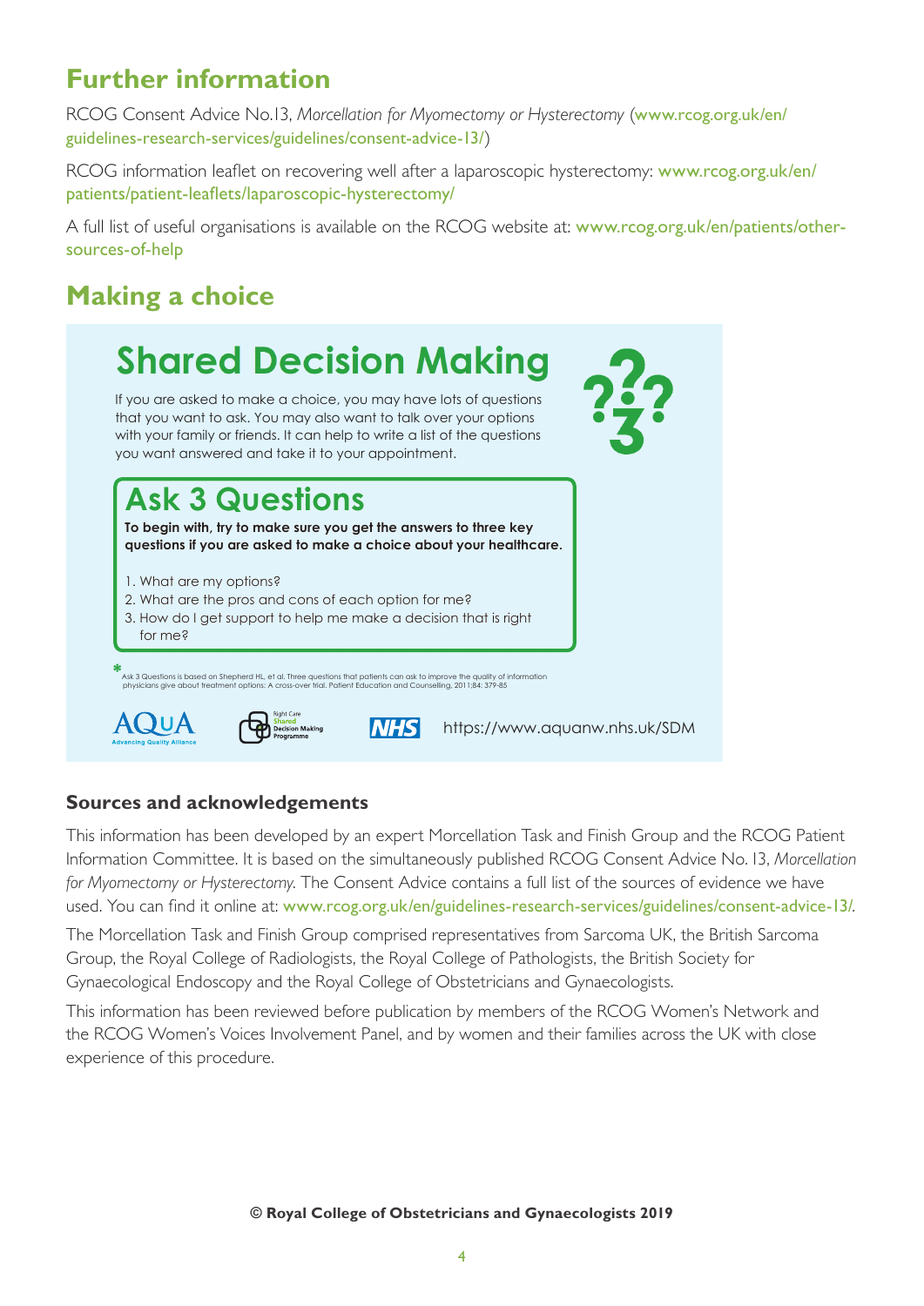## Further information

RCOG Consent Advice No.13, *Morcellation for Myomectomy or Hysterectomy* (www.rcog.org.uk/en/guidelines-research-services/guidelines/consent-advice-13/)

RCOG information leaflet on recovering well after a laparoscopic hysterectomy: www.rcog.org.uk/en/patients/patient-leaflets/laparoscopic-hysterectomy/

A full list of useful organisations is available on the RCOG website at: www.rcog.org.uk/en/patients/other-sources-of-help

## Making a choice

### Shared Decision Making

If you are asked to make a choice, you may have lots of questions that you want to ask. You may also want to talk over your options with your family or friends. It can help to write a list of the questions you want answered and take it to your appointment.

### Ask 3 Questions

**To begin with, try to make sure you get the answers to three key questions if you are asked to make a choice about your healthcare.**

1. What are my options?
2. What are the pros and cons of each option for me?
3. How do I get support to help me make a decision that is right for me?

* Ask 3 Questions is based on Shepherd HL, et al. Three questions that patients can ask to improve the quality of information physicians give about treatment options: A cross-over trial. Patient Education and Counselling, 2011;84: 379-85

AQuA Advancing Quality Alliance | Right Care Shared Decision Making Programme | NHS | https://www.aquanw.nhs.uk/SDM

### Sources and acknowledgements

This information has been developed by an expert Morcellation Task and Finish Group and the RCOG Patient Information Committee. It is based on the simultaneously published RCOG Consent Advice No. 13, *Morcellation for Myomectomy or Hysterectomy*. The Consent Advice contains a full list of the sources of evidence we have used. You can find it online at: www.rcog.org.uk/en/guidelines-research-services/guidelines/consent-advice-13/.

The Morcellation Task and Finish Group comprised representatives from Sarcoma UK, the British Sarcoma Group, the Royal College of Radiologists, the Royal College of Pathologists, the British Society for Gynaecological Endoscopy and the Royal College of Obstetricians and Gynaecologists.

This information has been reviewed before publication by members of the RCOG Women's Network and the RCOG Women's Voices Involvement Panel, and by women and their families across the UK with close experience of this procedure.

**© Royal College of Obstetricians and Gynaecologists 2019**